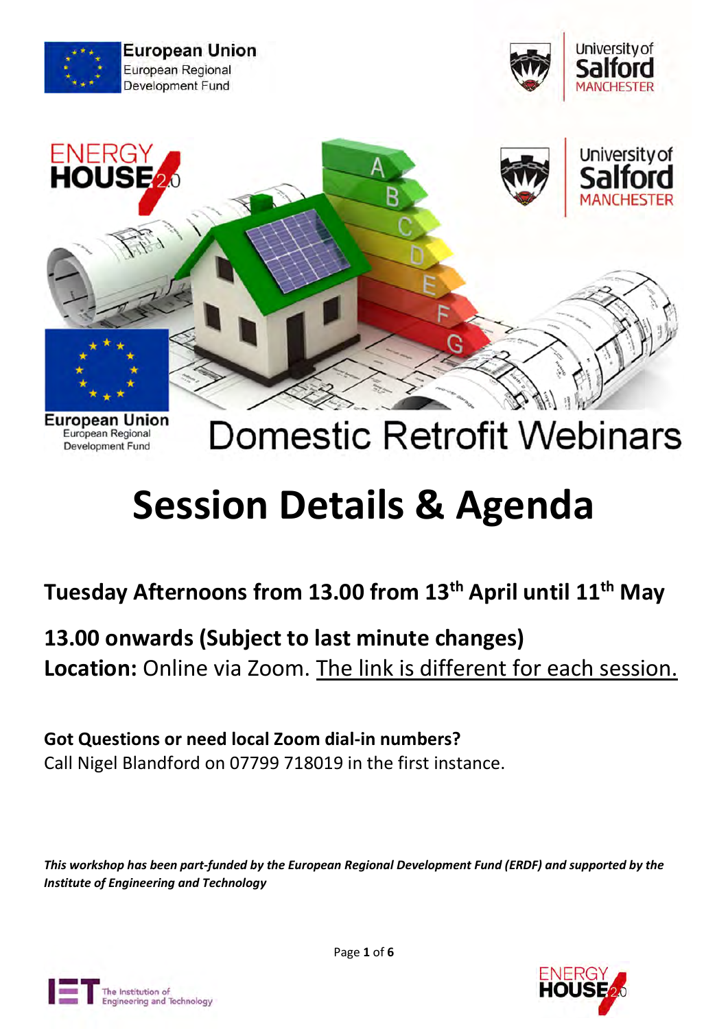European Union
European Regional Development Fund

University of Salford MANCHESTER

ENERGY HOUSE 2.0

# Domestic Retrofit Webinars

# Session Details & Agenda

## Tuesday Afternoons from 13.00 from 13th April until 11th May

## 13.00 onwards (Subject to last minute changes)

**Location:** Online via Zoom. The link is different for each session.

**Got Questions or need local Zoom dial-in numbers?**

Call Nigel Blandford on 07799 718019 in the first instance.

***This workshop has been part-funded by the European Regional Development Fund (ERDF) and supported by the Institute of Engineering and Technology***

The Institution of Engineering and Technology

ENERGY HOUSE 2.0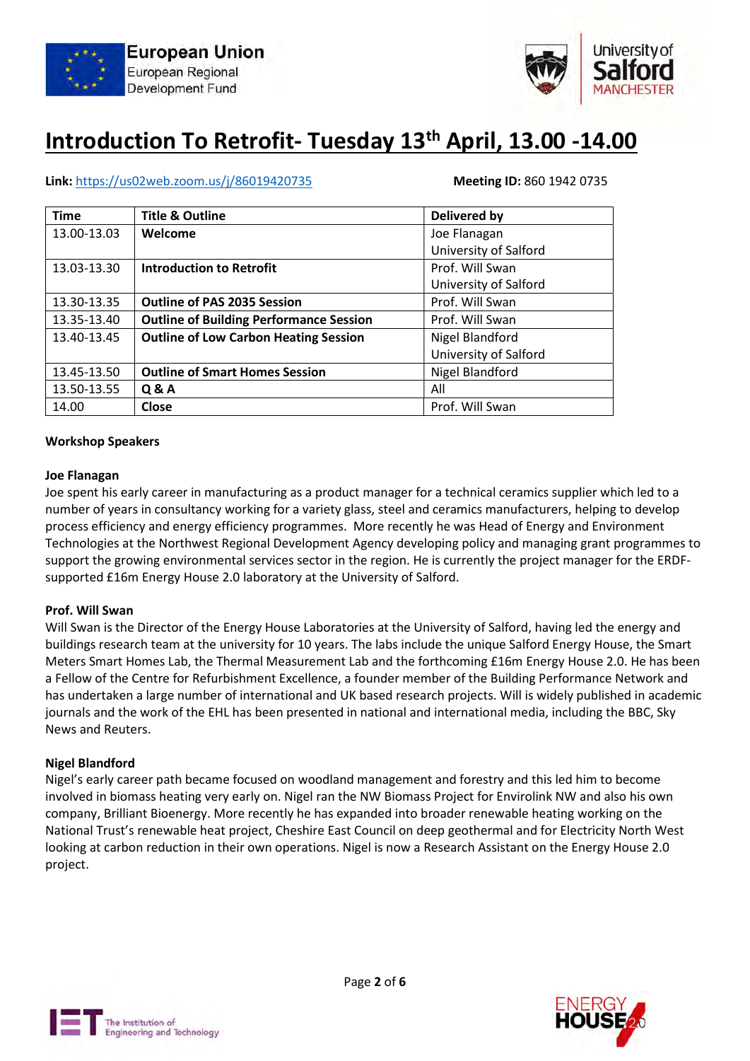# Introduction To Retrofit- Tuesday 13th April, 13.00 -14.00

**Link:** https://us02web.zoom.us/j/86019420735 **Meeting ID:** 860 1942 0735

| Time | Title & Outline | Delivered by |
|---|---|---|
| 13.00-13.03 | **Welcome** | Joe Flanagan<br>University of Salford |
| 13.03-13.30 | **Introduction to Retrofit** | Prof. Will Swan<br>University of Salford |
| 13.30-13.35 | **Outline of PAS 2035 Session** | Prof. Will Swan |
| 13.35-13.40 | **Outline of Building Performance Session** | Prof. Will Swan |
| 13.40-13.45 | **Outline of Low Carbon Heating Session** | Nigel Blandford<br>University of Salford |
| 13.45-13.50 | **Outline of Smart Homes Session** | Nigel Blandford |
| 13.50-13.55 | **Q & A** | All |
| 14.00 | **Close** | Prof. Will Swan |

**Workshop Speakers**

**Joe Flanagan**

Joe spent his early career in manufacturing as a product manager for a technical ceramics supplier which led to a number of years in consultancy working for a variety glass, steel and ceramics manufacturers, helping to develop process efficiency and energy efficiency programmes. More recently he was Head of Energy and Environment Technologies at the Northwest Regional Development Agency developing policy and managing grant programmes to support the growing environmental services sector in the region. He is currently the project manager for the ERDF-supported £16m Energy House 2.0 laboratory at the University of Salford.

**Prof. Will Swan**

Will Swan is the Director of the Energy House Laboratories at the University of Salford, having led the energy and buildings research team at the university for 10 years. The labs include the unique Salford Energy House, the Smart Meters Smart Homes Lab, the Thermal Measurement Lab and the forthcoming £16m Energy House 2.0. He has been a Fellow of the Centre for Refurbishment Excellence, a founder member of the Building Performance Network and has undertaken a large number of international and UK based research projects. Will is widely published in academic journals and the work of the EHL has been presented in national and international media, including the BBC, Sky News and Reuters.

**Nigel Blandford**

Nigel's early career path became focused on woodland management and forestry and this led him to become involved in biomass heating very early on. Nigel ran the NW Biomass Project for Envirolink NW and also his own company, Brilliant Bioenergy. More recently he has expanded into broader renewable heating working on the National Trust's renewable heat project, Cheshire East Council on deep geothermal and for Electricity North West looking at carbon reduction in their own operations. Nigel is now a Research Assistant on the Energy House 2.0 project.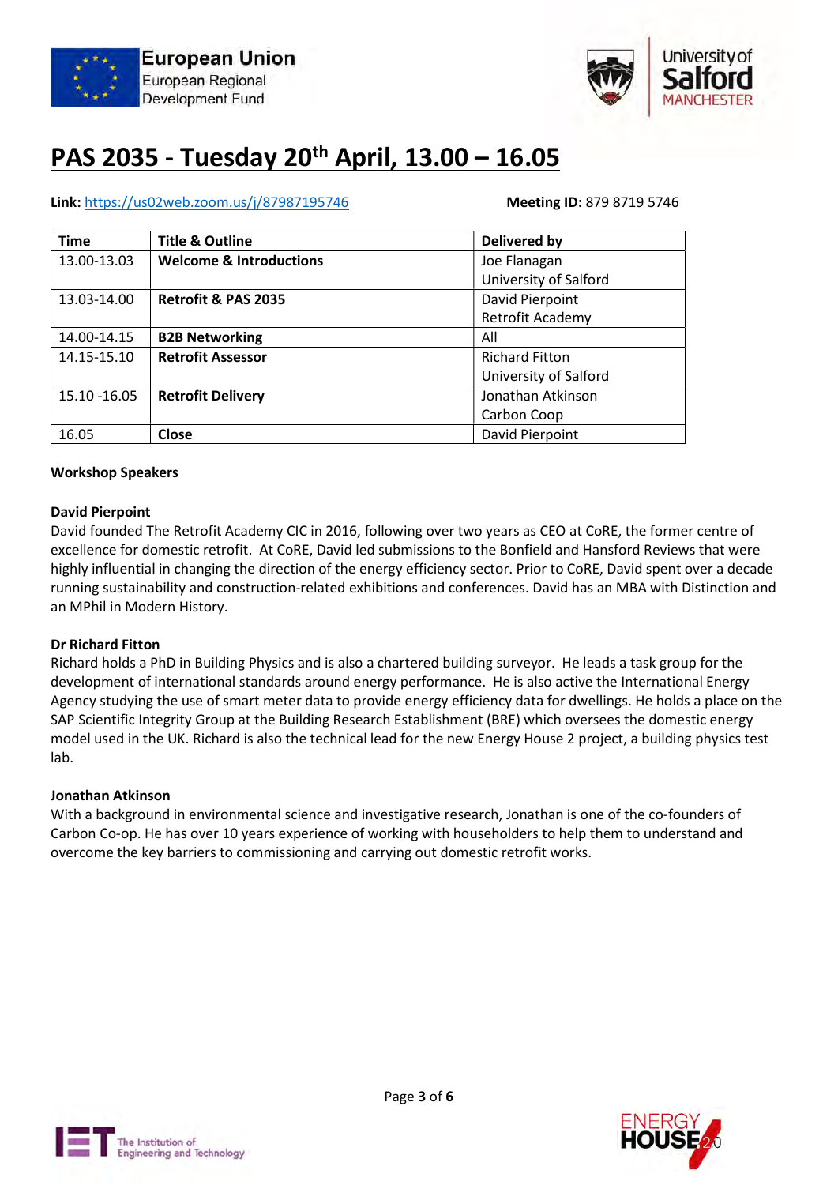# PAS 2035 - Tuesday 20th April, 13.00 – 16.05

**Link:** https://us02web.zoom.us/j/87987195746 **Meeting ID:** 879 8719 5746

| Time | Title & Outline | Delivered by |
|---|---|---|
| 13.00-13.03 | **Welcome & Introductions** | Joe Flanagan<br>University of Salford |
| 13.03-14.00 | **Retrofit & PAS 2035** | David Pierpoint<br>Retrofit Academy |
| 14.00-14.15 | **B2B Networking** | All |
| 14.15-15.10 | **Retrofit Assessor** | Richard Fitton<br>University of Salford |
| 15.10 -16.05 | **Retrofit Delivery** | Jonathan Atkinson<br>Carbon Coop |
| 16.05 | **Close** | David Pierpoint |

**Workshop Speakers**

**David Pierpoint**
David founded The Retrofit Academy CIC in 2016, following over two years as CEO at CoRE, the former centre of excellence for domestic retrofit. At CoRE, David led submissions to the Bonfield and Hansford Reviews that were highly influential in changing the direction of the energy efficiency sector. Prior to CoRE, David spent over a decade running sustainability and construction-related exhibitions and conferences. David has an MBA with Distinction and an MPhil in Modern History.

**Dr Richard Fitton**
Richard holds a PhD in Building Physics and is also a chartered building surveyor. He leads a task group for the development of international standards around energy performance. He is also active the International Energy Agency studying the use of smart meter data to provide energy efficiency data for dwellings. He holds a place on the SAP Scientific Integrity Group at the Building Research Establishment (BRE) which oversees the domestic energy model used in the UK. Richard is also the technical lead for the new Energy House 2 project, a building physics test lab.

**Jonathan Atkinson**
With a background in environmental science and investigative research, Jonathan is one of the co-founders of Carbon Co-op. He has over 10 years experience of working with householders to help them to understand and overcome the key barriers to commissioning and carrying out domestic retrofit works.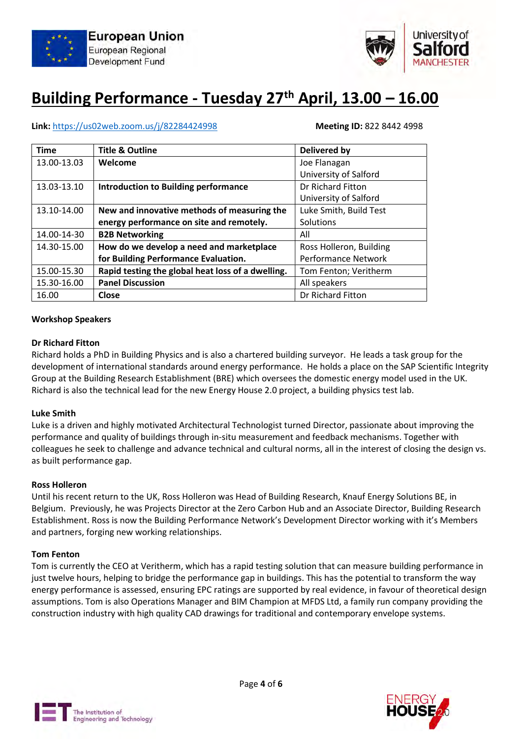# Building Performance - Tuesday 27th April, 13.00 – 16.00

**Link:** https://us02web.zoom.us/j/82284424998 **Meeting ID:** 822 8442 4998

| Time | Title & Outline | Delivered by |
|---|---|---|
| 13.00-13.03 | **Welcome** | Joe Flanagan University of Salford |
| 13.03-13.10 | **Introduction to Building performance** | Dr Richard Fitton University of Salford |
| 13.10-14.00 | **New and innovative methods of measuring the energy performance on site and remotely.** | Luke Smith, Build Test Solutions |
| 14.00-14-30 | **B2B Networking** | All |
| 14.30-15.00 | **How do we develop a need and marketplace for Building Performance Evaluation.** | Ross Holleron, Building Performance Network |
| 15.00-15.30 | **Rapid testing the global heat loss of a dwelling.** | Tom Fenton; Veritherm |
| 15.30-16.00 | **Panel Discussion** | All speakers |
| 16.00 | **Close** | Dr Richard Fitton |

**Workshop Speakers**

**Dr Richard Fitton**

Richard holds a PhD in Building Physics and is also a chartered building surveyor. He leads a task group for the development of international standards around energy performance. He holds a place on the SAP Scientific Integrity Group at the Building Research Establishment (BRE) which oversees the domestic energy model used in the UK. Richard is also the technical lead for the new Energy House 2.0 project, a building physics test lab.

**Luke Smith**

Luke is a driven and highly motivated Architectural Technologist turned Director, passionate about improving the performance and quality of buildings through in-situ measurement and feedback mechanisms. Together with colleagues he seek to challenge and advance technical and cultural norms, all in the interest of closing the design vs. as built performance gap.

**Ross Holleron**

Until his recent return to the UK, Ross Holleron was Head of Building Research, Knauf Energy Solutions BE, in Belgium. Previously, he was Projects Director at the Zero Carbon Hub and an Associate Director, Building Research Establishment. Ross is now the Building Performance Network's Development Director working with it's Members and partners, forging new working relationships.

**Tom Fenton**

Tom is currently the CEO at Veritherm, which has a rapid testing solution that can measure building performance in just twelve hours, helping to bridge the performance gap in buildings. This has the potential to transform the way energy performance is assessed, ensuring EPC ratings are supported by real evidence, in favour of theoretical design assumptions. Tom is also Operations Manager and BIM Champion at MFDS Ltd, a family run company providing the construction industry with high quality CAD drawings for traditional and contemporary envelope systems.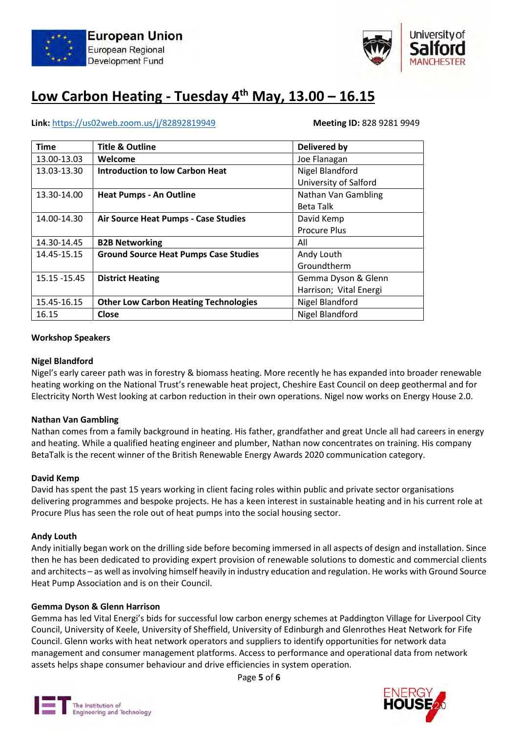# Low Carbon Heating - Tuesday 4th May, 13.00 – 16.15

**Link:** https://us02web.zoom.us/j/82892819949 **Meeting ID:** 828 9281 9949

| Time | Title & Outline | Delivered by |
|---|---|---|
| 13.00-13.03 | **Welcome** | Joe Flanagan |
| 13.03-13.30 | **Introduction to low Carbon Heat** | Nigel Blandford University of Salford |
| 13.30-14.00 | **Heat Pumps - An Outline** | Nathan Van Gambling Beta Talk |
| 14.00-14.30 | **Air Source Heat Pumps - Case Studies** | David Kemp Procure Plus |
| 14.30-14.45 | **B2B Networking** | All |
| 14.45-15.15 | **Ground Source Heat Pumps Case Studies** | Andy Louth Groundtherm |
| 15.15 -15.45 | **District Heating** | Gemma Dyson & Glenn Harrison; Vital Energi |
| 15.45-16.15 | **Other Low Carbon Heating Technologies** | Nigel Blandford |
| 16.15 | **Close** | Nigel Blandford |

**Workshop Speakers**

**Nigel Blandford**
Nigel's early career path was in forestry & biomass heating. More recently he has expanded into broader renewable heating working on the National Trust's renewable heat project, Cheshire East Council on deep geothermal and for Electricity North West looking at carbon reduction in their own operations. Nigel now works on Energy House 2.0.

**Nathan Van Gambling**
Nathan comes from a family background in heating. His father, grandfather and great Uncle all had careers in energy and heating. While a qualified heating engineer and plumber, Nathan now concentrates on training. His company BetaTalk is the recent winner of the British Renewable Energy Awards 2020 communication category.

**David Kemp**
David has spent the past 15 years working in client facing roles within public and private sector organisations delivering programmes and bespoke projects. He has a keen interest in sustainable heating and in his current role at Procure Plus has seen the role out of heat pumps into the social housing sector.

**Andy Louth**
Andy initially began work on the drilling side before becoming immersed in all aspects of design and installation. Since then he has been dedicated to providing expert provision of renewable solutions to domestic and commercial clients and architects – as well as involving himself heavily in industry education and regulation. He works with Ground Source Heat Pump Association and is on their Council.

**Gemma Dyson & Glenn Harrison**
Gemma has led Vital Energi's bids for successful low carbon energy schemes at Paddington Village for Liverpool City Council, University of Keele, University of Sheffield, University of Edinburgh and Glenrothes Heat Network for Fife Council. Glenn works with heat network operators and suppliers to identify opportunities for network data management and consumer management platforms. Access to performance and operational data from network assets helps shape consumer behaviour and drive efficiencies in system operation.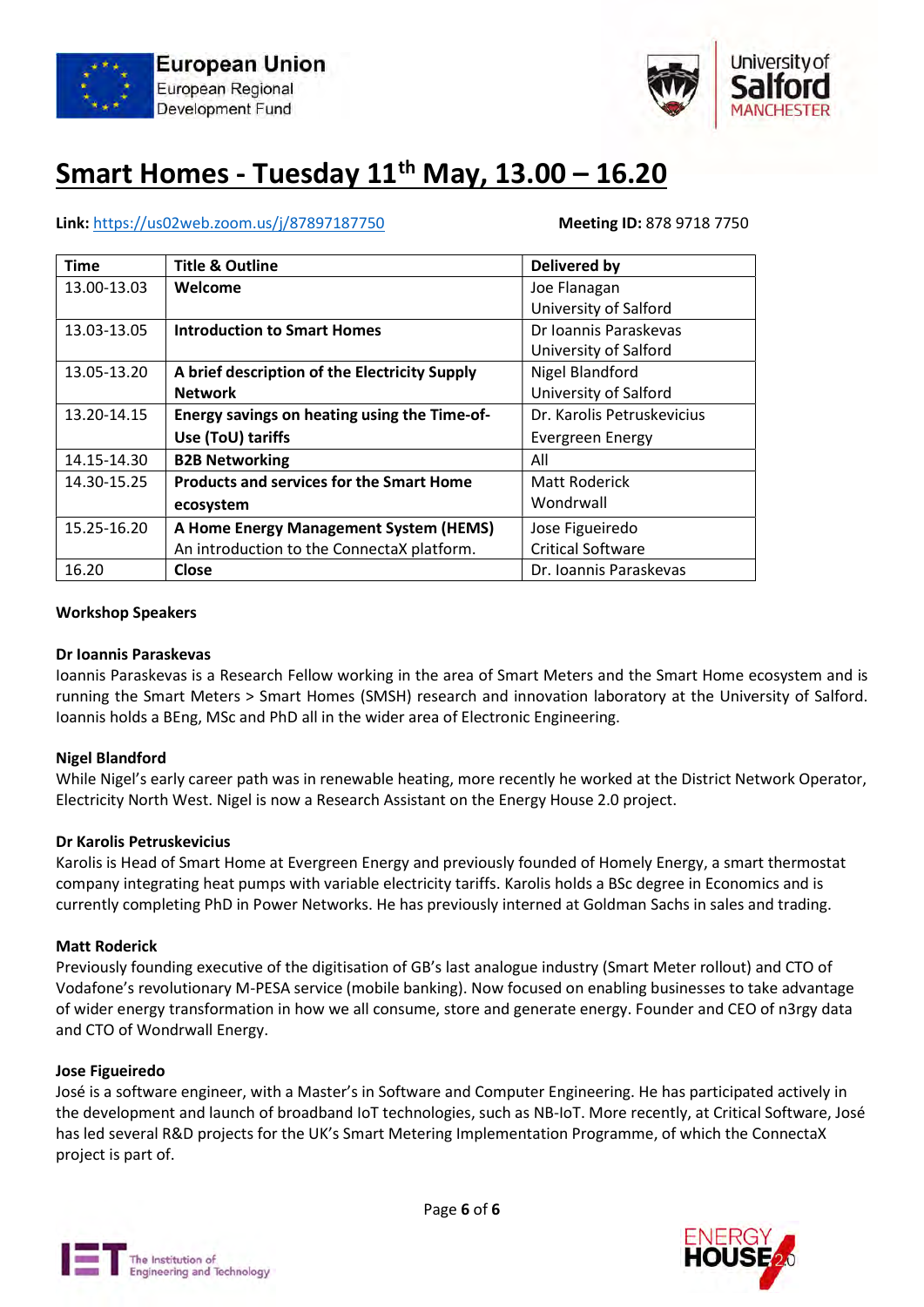# Smart Homes - Tuesday 11th May, 13.00 – 16.20

**Link:** https://us02web.zoom.us/j/87897187750 **Meeting ID:** 878 9718 7750

| Time | Title & Outline | Delivered by |
| --- | --- | --- |
| 13.00-13.03 | **Welcome** | Joe Flanagan<br>University of Salford |
| 13.03-13.05 | **Introduction to Smart Homes** | Dr Ioannis Paraskevas<br>University of Salford |
| 13.05-13.20 | **A brief description of the Electricity Supply Network** | Nigel Blandford<br>University of Salford |
| 13.20-14.15 | **Energy savings on heating using the Time-of-Use (ToU) tariffs** | Dr. Karolis Petruskevicius<br>Evergreen Energy |
| 14.15-14.30 | **B2B Networking** | All |
| 14.30-15.25 | **Products and services for the Smart Home ecosystem** | Matt Roderick<br>Wondrwall |
| 15.25-16.20 | **A Home Energy Management System (HEMS)**<br>An introduction to the ConnectaX platform. | Jose Figueiredo<br>Critical Software |
| 16.20 | **Close** | Dr. Ioannis Paraskevas |

**Workshop Speakers**

**Dr Ioannis Paraskevas**
Ioannis Paraskevas is a Research Fellow working in the area of Smart Meters and the Smart Home ecosystem and is running the Smart Meters > Smart Homes (SMSH) research and innovation laboratory at the University of Salford. Ioannis holds a BEng, MSc and PhD all in the wider area of Electronic Engineering.

**Nigel Blandford**
While Nigel's early career path was in renewable heating, more recently he worked at the District Network Operator, Electricity North West. Nigel is now a Research Assistant on the Energy House 2.0 project.

**Dr Karolis Petruskevicius**
Karolis is Head of Smart Home at Evergreen Energy and previously founded of Homely Energy, a smart thermostat company integrating heat pumps with variable electricity tariffs. Karolis holds a BSc degree in Economics and is currently completing PhD in Power Networks. He has previously interned at Goldman Sachs in sales and trading.

**Matt Roderick**
Previously founding executive of the digitisation of GB's last analogue industry (Smart Meter rollout) and CTO of Vodafone's revolutionary M-PESA service (mobile banking). Now focused on enabling businesses to take advantage of wider energy transformation in how we all consume, store and generate energy. Founder and CEO of n3rgy data and CTO of Wondrwall Energy.

**Jose Figueiredo**
José is a software engineer, with a Master's in Software and Computer Engineering. He has participated actively in the development and launch of broadband IoT technologies, such as NB-IoT. More recently, at Critical Software, José has led several R&D projects for the UK's Smart Metering Implementation Programme, of which the ConnectaX project is part of.